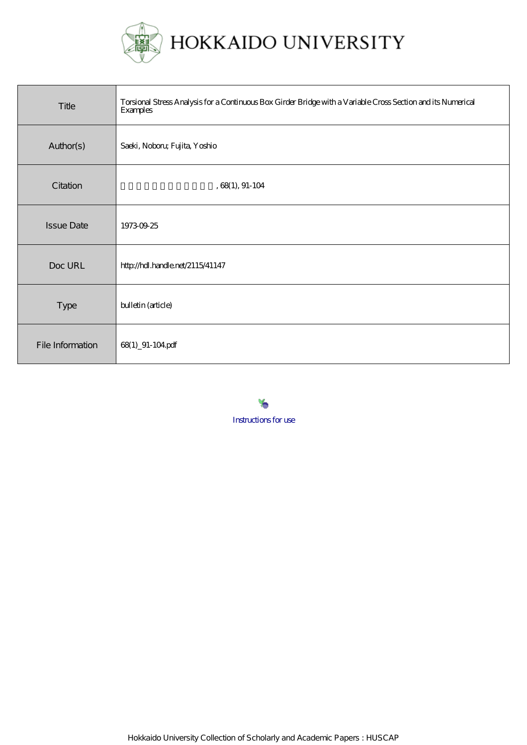HOKKAIDO UNIVERSITY

| Title | Torsional Stress Analysis for a Continuous Box Girder Bridge with a Variable Cross Section and its Numerical Examples |
| --- | --- |
| Author(s) | Saeki, Noboru; Fujita, Yoshio |
| Citation | 北海道大學工學部研究報告, 68(1), 91-104 |
| Issue Date | 1973-09-25 |
| Doc URL | http://hdl.handle.net/2115/41147 |
| Type | bulletin (article) |
| File Information | 68(1)_91-104.pdf |

Instructions for use

Hokkaido University Collection of Scholarly and Academic Papers : HUSCAP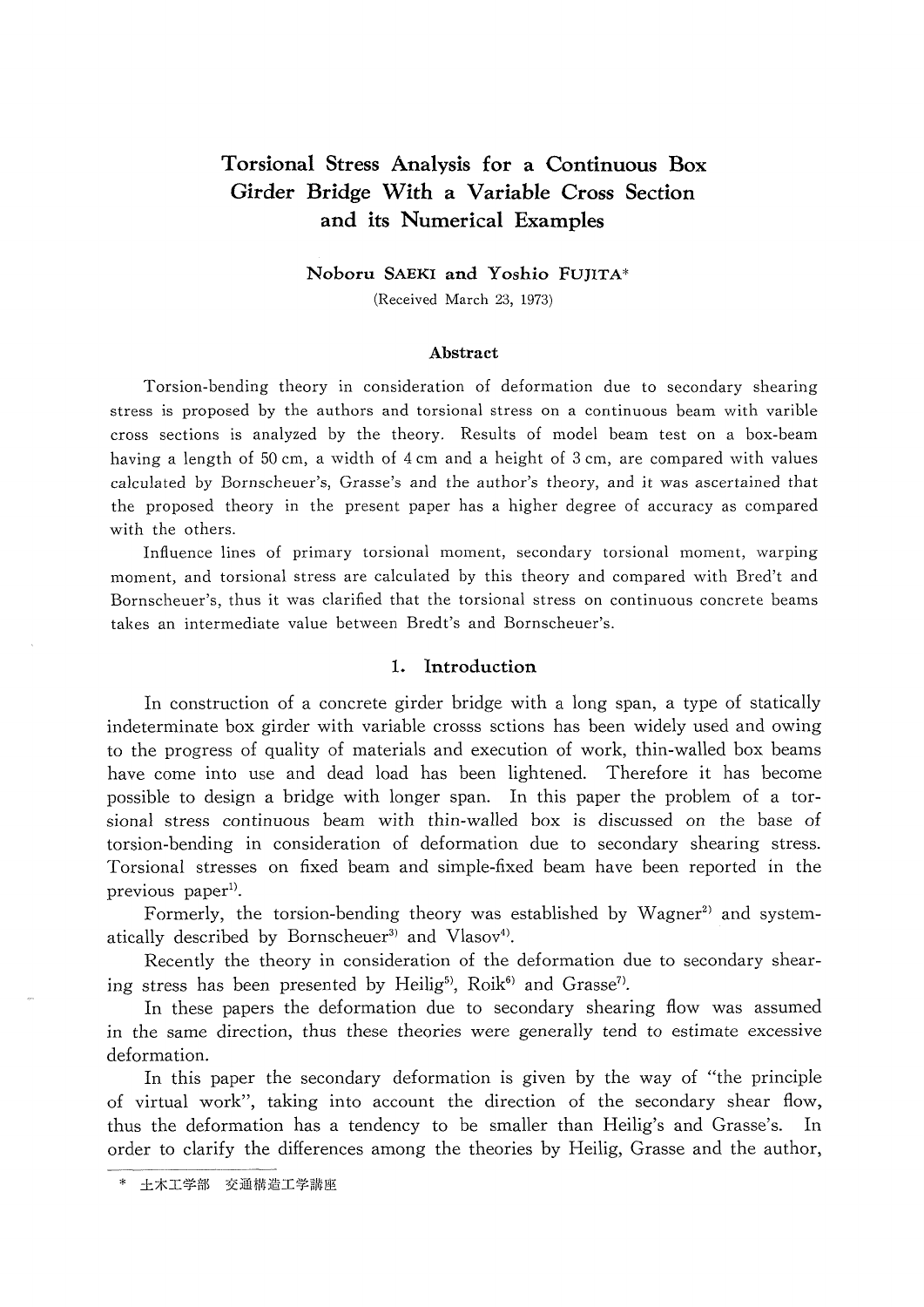# Torsional Stress Analysis for a Continuous Box Girder Bridge With a Variable Cross Section and its Numerical Examples

**Noboru SAEKI and Yoshio FUJITA***

(Received March 23, 1973)

## Abstract

Torsion-bending theory in consideration of deformation due to secondary shearing stress is proposed by the authors and torsional stress on a continuous beam with varible cross sections is analyzed by the theory. Results of model beam test on a box-beam having a length of 50 cm, a width of 4 cm and a height of 3 cm, are compared with values calculated by Bornscheuer's, Grasse's and the author's theory, and it was ascertained that the proposed theory in the present paper has a higher degree of accuracy as compared with the others.

Influence lines of primary torsional moment, secondary torsional moment, warping moment, and torsional stress are calculated by this theory and compared with Bred't and Bornscheuer's, thus it was clarified that the torsional stress on continuous concrete beams takes an intermediate value between Bredt's and Bornscheuer's.

## 1. Introduction

In construction of a concrete girder bridge with a long span, a type of statically indeterminate box girder with variable crosss sctions has been widely used and owing to the progress of quality of materials and execution of work, thin-walled box beams have come into use and dead load has been lightened. Therefore it has become possible to design a bridge with longer span. In this paper the problem of a torsional stress continuous beam with thin-walled box is discussed on the base of torsion-bending in consideration of deformation due to secondary shearing stress. Torsional stresses on fixed beam and simple-fixed beam have been reported in the previous paper[1].

Formerly, the torsion-bending theory was established by Wagner[2] and systematically described by Bornscheuer[3] and Vlasov[4].

Recently the theory in consideration of the deformation due to secondary shearing stress has been presented by Heilig[5], Roik[6] and Grasse[7].

In these papers the deformation due to secondary shearing flow was assumed in the same direction, thus these theories were generally tend to estimate excessive deformation.

In this paper the secondary deformation is given by the way of "the principle of virtual work", taking into account the direction of the secondary shear flow, thus the deformation has a tendency to be smaller than Heilig's and Grasse's. In order to clarify the differences among the theories by Heilig, Grasse and the author,

\* 土木工学部　交通構造工学講座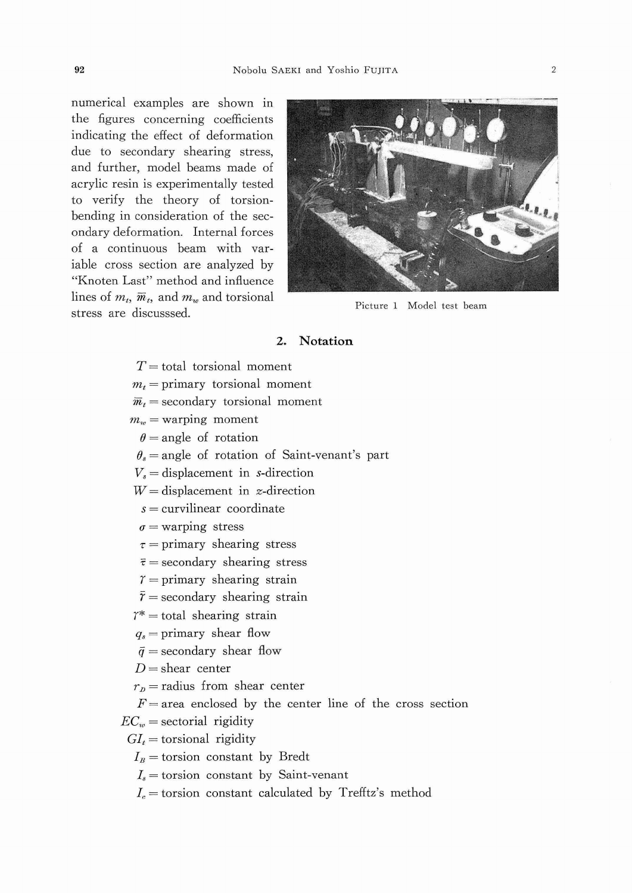numerical examples are shown in the figures concerning coefficients indicating the effect of deformation due to secondary shearing stress, and further, model beams made of acrylic resin is experimentally tested to verify the theory of torsion-bending in consideration of the secondary deformation. Internal forces of a continuous beam with variable cross section are analyzed by "Knoten Last" method and influence lines of $m_t$, $\bar{m}_t$, and $m_w$ and torsional stress are discusssed.

Picture 1 Model test beam

## 2. Notation

$T$ = total torsional moment

$m_t$ = primary torsional moment

$\bar{m}_t$ = secondary torsional moment

$m_w$ = warping moment

$\theta$ = angle of rotation

$\theta_s$ = angle of rotation of Saint-venant's part

$V_s$ = displacement in $s$-direction

$W$ = displacement in $z$-direction

$s$ = curvilinear coordinate

$\sigma$ = warping stress

$\tau$ = primary shearing stress

$\bar{\tau}$ = secondary shearing stress

$\gamma$ = primary shearing strain

$\bar{\gamma}$ = secondary shearing strain

$\gamma^*$ = total shearing strain

$q_s$ = primary shear flow

$\bar{q}$ = secondary shear flow

$D$ = shear center

$r_D$ = radius from shear center

$F$ = area enclosed by the center line of the cross section

$EC_w$ = sectorial rigidity

$GI_t$ = torsional rigidity

$I_B$ = torsion constant by Bredt

$I_s$ = torsion constant by Saint-venant

$I_e$ = torsion constant calculated by Trefftz's method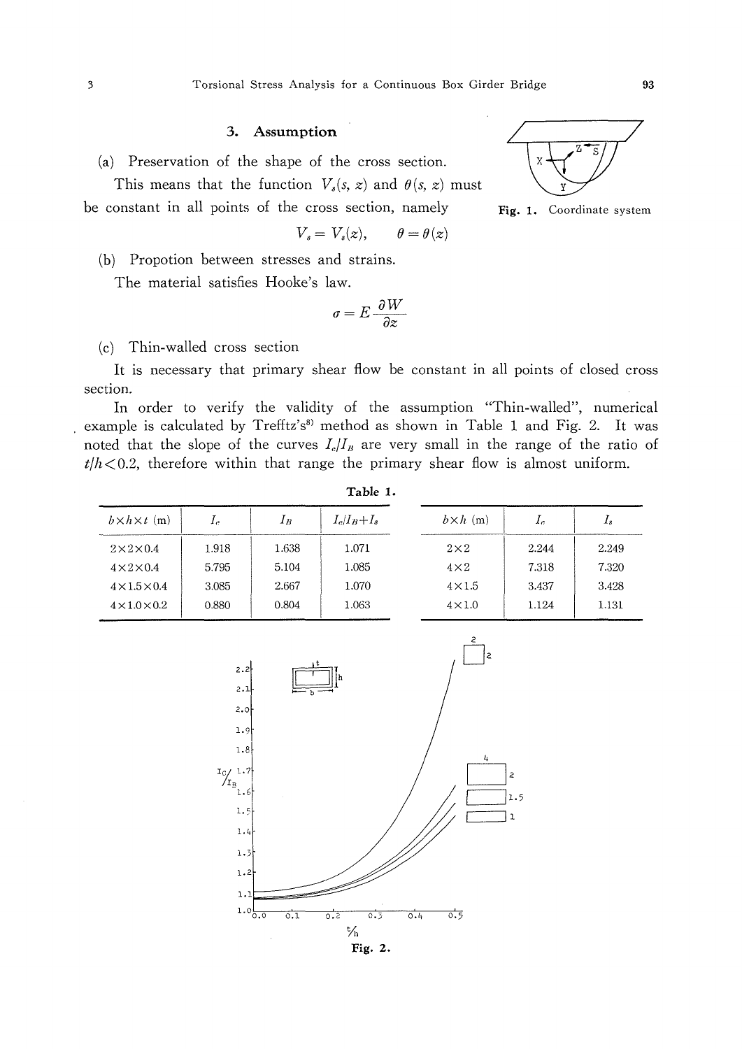## 3. Assumption

(a) Preservation of the shape of the cross section.

This means that the function $V_s(s, z)$ and $\theta(s, z)$ must be constant in all points of the cross section, namely

$$V_s = V_s(z), \qquad \theta = \theta(z)$$

Fig. 1. Coordinate system

(b) Propotion between stresses and strains.

The material satisfies Hooke's law.

$$\sigma = E \frac{\partial W}{\partial z}$$

(c) Thin-walled cross section

It is necessary that primary shear flow be constant in all points of closed cross section.

In order to verify the validity of the assumption "Thin-walled", numerical example is calculated by Trefftz's[8] method as shown in Table 1 and Fig. 2. It was noted that the slope of the curves $I_c/I_B$ are very small in the range of the ratio of $t/h < 0.2$, therefore within that range the primary shear flow is almost uniform.

**Table 1.**

| $b \times h \times t$ (m) | $I_c$ | $I_B$ | $I_c/I_B + I_s$ |
|---|---|---|---|
| 2×2×0.4 | 1.918 | 1.638 | 1.071 |
| 4×2×0.4 | 5.795 | 5.104 | 1.085 |
| 4×1.5×0.4 | 3.085 | 2.667 | 1.070 |
| 4×1.0×0.2 | 0.880 | 0.804 | 1.063 |

| $b \times h$ (m) | $I_c$ | $I_s$ |
|---|---|---|
| 2×2 | 2.244 | 2.249 |
| 4×2 | 7.318 | 7.320 |
| 4×1.5 | 3.437 | 3.428 |
| 4×1.0 | 1.124 | 1.131 |

Fig. 2.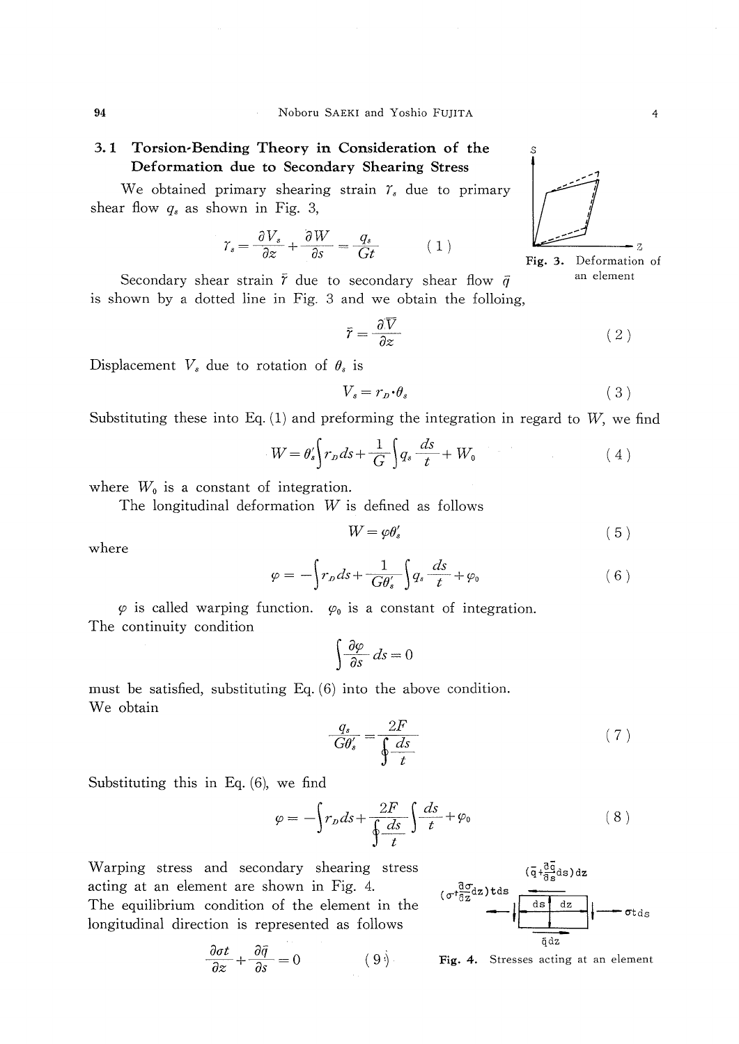### 3.1 Torsion-Bending Theory in Consideration of the Deformation due to Secondary Shearing Stress

We obtained primary shearing strain $\gamma_s$ due to primary shear flow $q_s$ as shown in Fig. 3,

$$\gamma_s = \frac{\partial V_s}{\partial z} + \frac{\partial W}{\partial s} = \frac{q_s}{Gt} \tag{1}$$

Fig. 3. Deformation of an element

Secondary shear strain $\bar{\gamma}$ due to secondary shear flow $\bar{q}$ is shown by a dotted line in Fig. 3 and we obtain the folloing,

$$\bar{\gamma} = \frac{\partial \bar{V}}{\partial z} \tag{2}$$

Displacement $V_s$ due to rotation of $\theta_s$ is

$$V_s = r_D \cdot \theta_s \tag{3}$$

Substituting these into Eq. (1) and preforming the integration in regard to $W$, we find

$$W = \theta_s' \int r_D ds + \frac{1}{G} \int q_s \frac{ds}{t} + W_0 \tag{4}$$

where $W_0$ is a constant of integration.

The longitudinal deformation $W$ is defined as follows

$$W = \varphi \theta_s' \tag{5}$$

where

$$\varphi = -\int r_D ds + \frac{1}{G\theta_s'} \int q_s \frac{ds}{t} + \varphi_0 \tag{6}$$

$\varphi$ is called warping function. $\varphi_0$ is a constant of integration.

The continuity condition

$$\int \frac{\partial \varphi}{\partial s} ds = 0$$

must be satisfied, substituting Eq. (6) into the above condition.

We obtain

$$\frac{q_s}{G\theta_s'} = \frac{2F}{\oint \frac{ds}{t}} \tag{7}$$

Substituting this in Eq. (6), we find

$$\varphi = -\int r_D ds + \frac{2F}{\oint \frac{ds}{t}} \int \frac{ds}{t} + \varphi_0 \tag{8}$$

Warping stress and secondary shearing stress acting at an element are shown in Fig. 4.

The equilibrium condition of the element in the longitudinal direction is represented as follows

$$\frac{\partial \sigma t}{\partial z} + \frac{\partial \bar{q}}{\partial s} = 0 \tag{9}$$

Fig. 4. Stresses acting at an element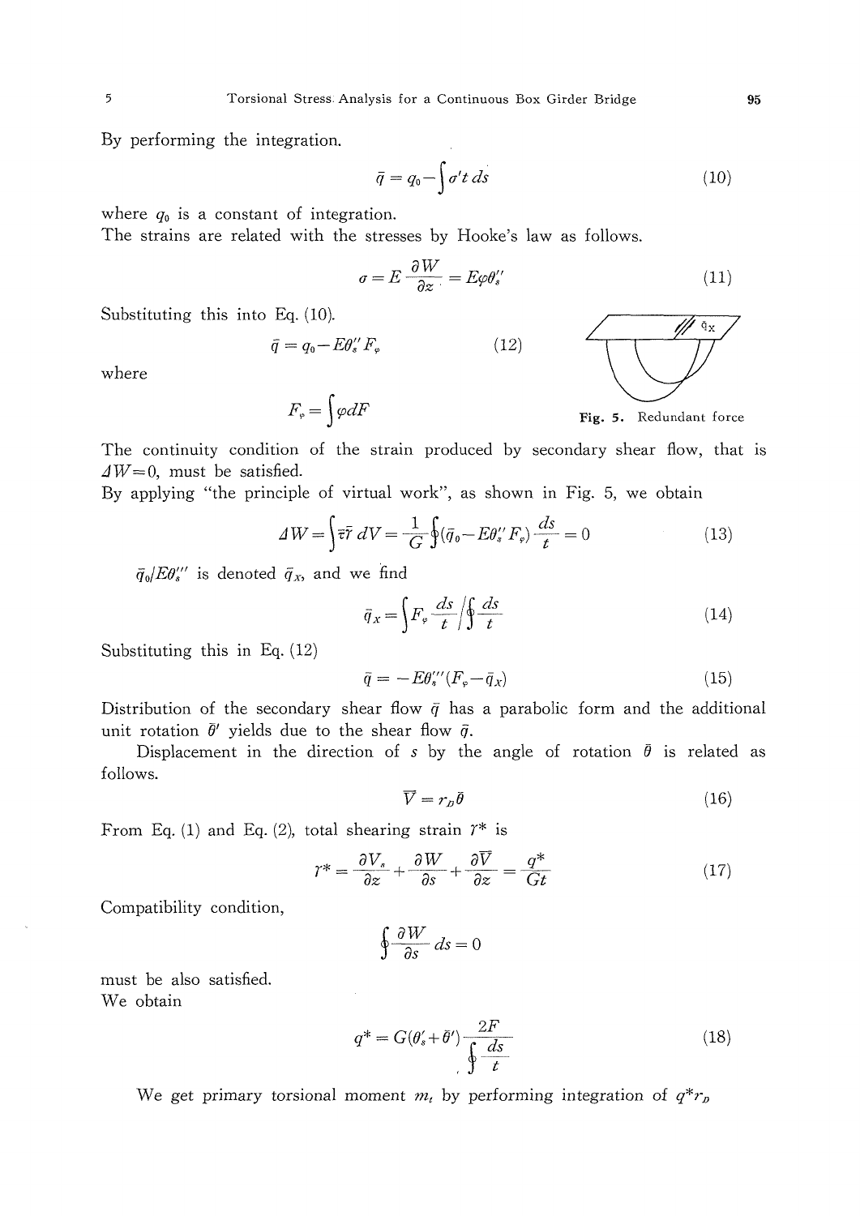By performing the integration.

$$\bar{q} = q_0 - \int \sigma' t \, ds \tag{10}$$

where $q_0$ is a constant of integration.

The strains are related with the stresses by Hooke's law as follows.

$$\sigma = E \frac{\partial W}{\partial z} = E\varphi\theta_s'' \tag{11}$$

Substituting this into Eq. (10).

$$\bar{q} = q_0 - E\theta_s'' F_\varphi \tag{12}$$

where

$$F_\varphi = \int \varphi dF$$

Fig. 5. Redundant force

The continuity condition of the strain produced by secondary shear flow, that is $\Delta W = 0$, must be satisfied.

By applying "the principle of virtual work", as shown in Fig. 5, we obtain

$$\Delta W = \int \bar{\tau}\bar{\gamma} \, dV = \frac{1}{G} \oint (\bar{q}_0 - E\theta_s'' F_\varphi) \frac{ds}{t} = 0 \tag{13}$$

$\bar{q}_0 / E\theta_s'''$ is denoted $\bar{q}_X$, and we find

$$\bar{q}_X = \int F_\varphi \frac{ds}{t} \Big/ \oint \frac{ds}{t} \tag{14}$$

Substituting this in Eq. (12)

$$\bar{q} = -E\theta_s'''(F_\varphi - \bar{q}_X) \tag{15}$$

Distribution of the secondary shear flow $\bar{q}$ has a parabolic form and the additional unit rotation $\bar{\theta}'$ yields due to the shear flow $\bar{q}$.

Displacement in the direction of $s$ by the angle of rotation $\bar{\theta}$ is related as follows.

$$\bar{V} = r_D \bar{\theta} \tag{16}$$

From Eq. (1) and Eq. (2), total shearing strain $\gamma^*$ is

$$\gamma^* = \frac{\partial V_s}{\partial z} + \frac{\partial W}{\partial s} + \frac{\partial \bar{V}}{\partial z} = \frac{q^*}{Gt} \tag{17}$$

Compatibility condition,

$$\oint \frac{\partial W}{\partial s} ds = 0$$

must be also satisfied.

We obtain

$$q^* = G(\theta_s' + \bar{\theta}') \frac{2F}{\oint \frac{ds}{t}} \tag{18}$$

We get primary torsional moment $m_t$ by performing integration of $q^* r_D$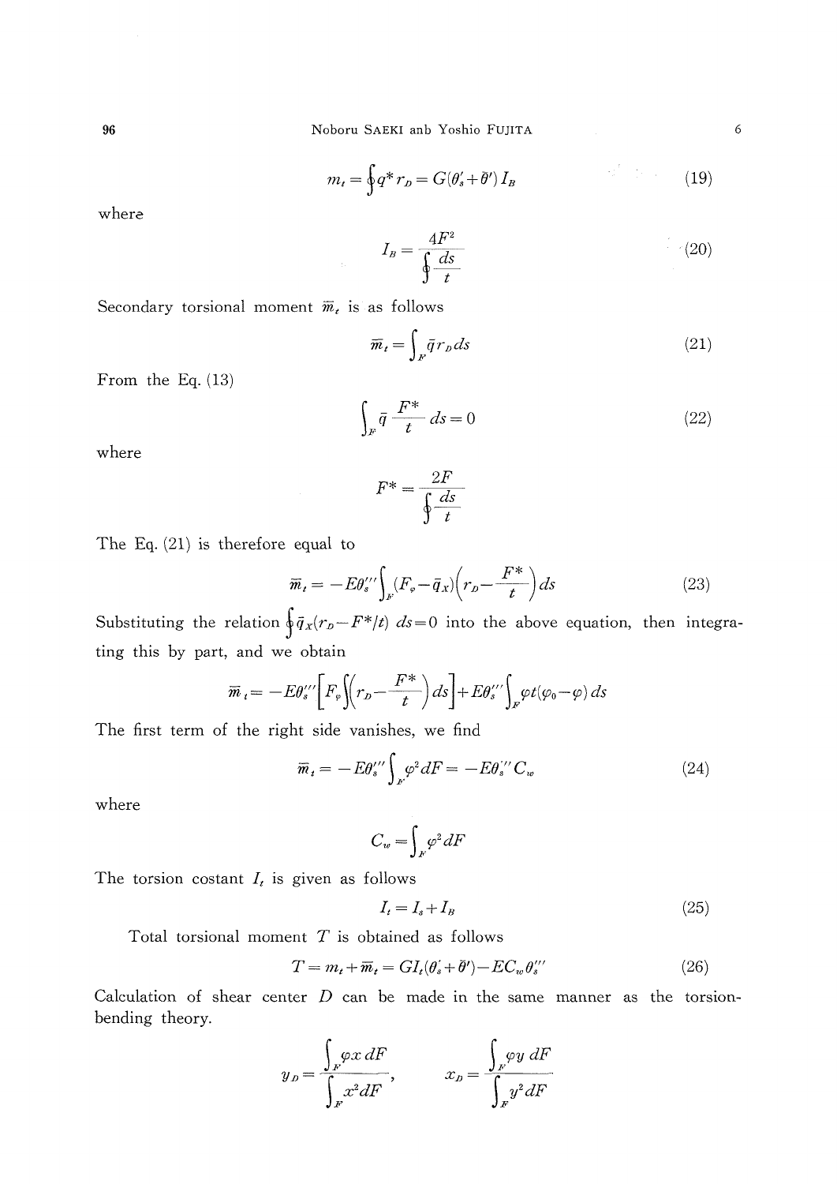$$m_t = \oint q^* r_D = G(\theta_s' + \bar{\theta}') I_B \tag{19}$$

where

$$I_B = \frac{4F^2}{\oint \frac{ds}{t}} \tag{20}$$

Secondary torsional moment $\bar{m}_t$ is as follows

$$\bar{m}_t = \int_F \bar{q} r_D ds \tag{21}$$

From the Eq. (13)

$$\int_F \bar{q} \frac{F^*}{t} ds = 0 \tag{22}$$

where

$$F^* = \frac{2F}{\oint \frac{ds}{t}}$$

The Eq. (21) is therefore equal to

$$\bar{m}_t = -E\theta_s''' \int_F (F_\varphi - \bar{q}_X)\left(r_D - \frac{F^*}{t}\right) ds \tag{23}$$

Substituting the relation $\oint \bar{q}_X (r_D - F^*/t)\ ds = 0$ into the above equation, then integrating this by part, and we obtain

$$\bar{m}_t = -E\theta_s''' \left[ F_\varphi \int \left( r_D - \frac{F^*}{t} \right) ds \right] + E\theta_s''' \int_F \varphi t (\varphi_0 - \varphi)\, ds$$

The first term of the right side vanishes, we find

$$\bar{m}_t = -E\theta_s''' \int_F \varphi^2 dF = -E\theta_s''' C_w \tag{24}$$

where

$$C_w = \int_F \varphi^2 dF$$

The torsion costant $I_t$ is given as follows

$$I_t = I_s + I_B \tag{25}$$

Total torsional moment $T$ is obtained as follows

$$T = m_t + \bar{m}_t = GI_t(\theta_s' + \bar{\theta}') - EC_w \theta_s''' \tag{26}$$

Calculation of shear center $D$ can be made in the same manner as the torsion-bending theory.

$$y_D = \frac{\int_F \varphi x\, dF}{\int_F x^2 dF}, \qquad x_D = \frac{\int_F \varphi y\, dF}{\int_F y^2 dF}$$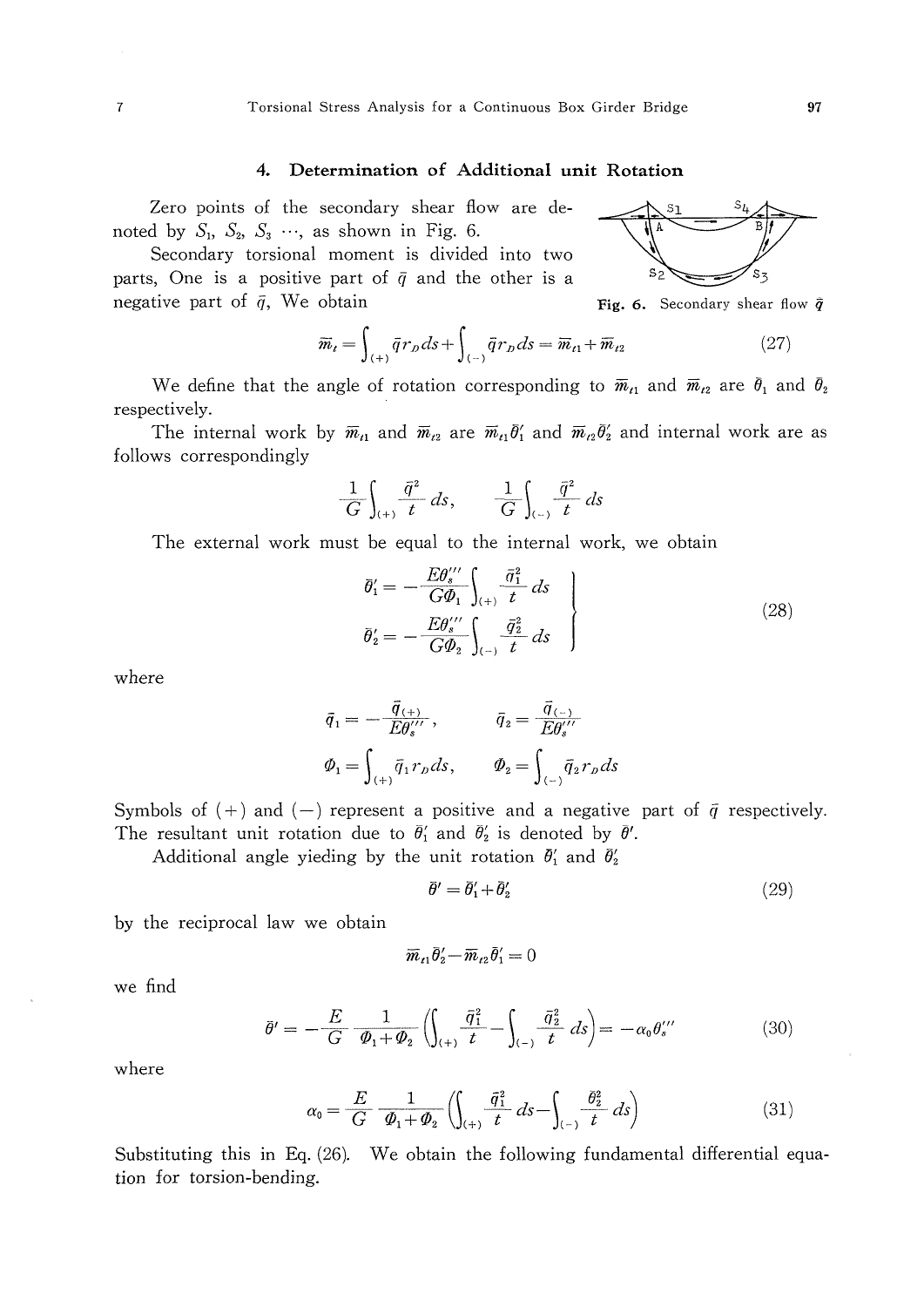### 4. Determination of Additional unit Rotation

Zero points of the secondary shear flow are denoted by $S_1$, $S_2$, $S_3$ $\cdots$, as shown in Fig. 6.

Secondary torsional moment is divided into two parts, One is a positive part of $\bar{q}$ and the other is a negative part of $\bar{q}$, We obtain

Fig. 6. Secondary shear flow $\bar{q}$

$$\bar{m}_t = \int_{(+)} \bar{q} r_D ds + \int_{(-)} \bar{q} r_D ds = \bar{m}_{t1} + \bar{m}_{t2} \tag{27}$$

We define that the angle of rotation corresponding to $\bar{m}_{t1}$ and $\bar{m}_{t2}$ are $\bar{\theta}_1$ and $\bar{\theta}_2$ respectively.

The internal work by $\bar{m}_{t1}$ and $\bar{m}_{t2}$ are $\bar{m}_{t1}\bar{\theta}_1'$ and $\bar{m}_{t2}\bar{\theta}_2'$ and internal work are as follows correspondingly

$$\frac{1}{G}\int_{(+)} \frac{\bar{q}^2}{t} ds, \qquad \frac{1}{G}\int_{(-)} \frac{\bar{q}^2}{t} ds$$

The external work must be equal to the internal work, we obtain

$$\left.\begin{aligned} \bar{\theta}_1' &= -\frac{E\theta_s'''}{G\Phi_1}\int_{(+)} \frac{\bar{q}_1^2}{t} ds \\ \bar{\theta}_2' &= -\frac{E\theta_s'''}{G\Phi_2}\int_{(-)} \frac{\bar{q}_2^2}{t} ds \end{aligned}\right\} \tag{28}$$

where

$$\bar{q}_1 = -\frac{\bar{q}_{(+)}}{E\theta_s'''}, \qquad \bar{q}_2 = \frac{\bar{q}_{(-)}}{E\theta_s'''}$$

$$\Phi_1 = \int_{(+)} \bar{q}_1 r_D ds, \qquad \Phi_2 = \int_{(-)} \bar{q}_2 r_D ds$$

Symbols of $(+)$ and $(-)$ represent a positive and a negative part of $\bar{q}$ respectively. The resultant unit rotation due to $\bar{\theta}_1'$ and $\bar{\theta}_2'$ is denoted by $\bar{\theta}'$.

Additional angle yieding by the unit rotation $\bar{\theta}_1'$ and $\bar{\theta}_2'$

$$\bar{\theta}' = \bar{\theta}_1' + \bar{\theta}_2' \tag{29}$$

by the reciprocal law we obtain

$$\bar{m}_{t1}\bar{\theta}_2' - \bar{m}_{t2}\bar{\theta}_1' = 0$$

we find

$$\bar{\theta}' = -\frac{E}{G}\frac{1}{\Phi_1+\Phi_2}\left(\int_{(+)} \frac{\bar{q}_1^2}{t} - \int_{(-)} \frac{\bar{q}_2^2}{t} ds\right) = -\alpha_0\theta_s''' \tag{30}$$

where

$$\alpha_0 = \frac{E}{G}\frac{1}{\Phi_1+\Phi_2}\left(\int_{(+)} \frac{\bar{q}_1^2}{t} ds - \int_{(-)} \frac{\bar{\theta}_2^2}{t} ds\right) \tag{31}$$

Substituting this in Eq. (26). We obtain the following fundamental differential equation for torsion-bending.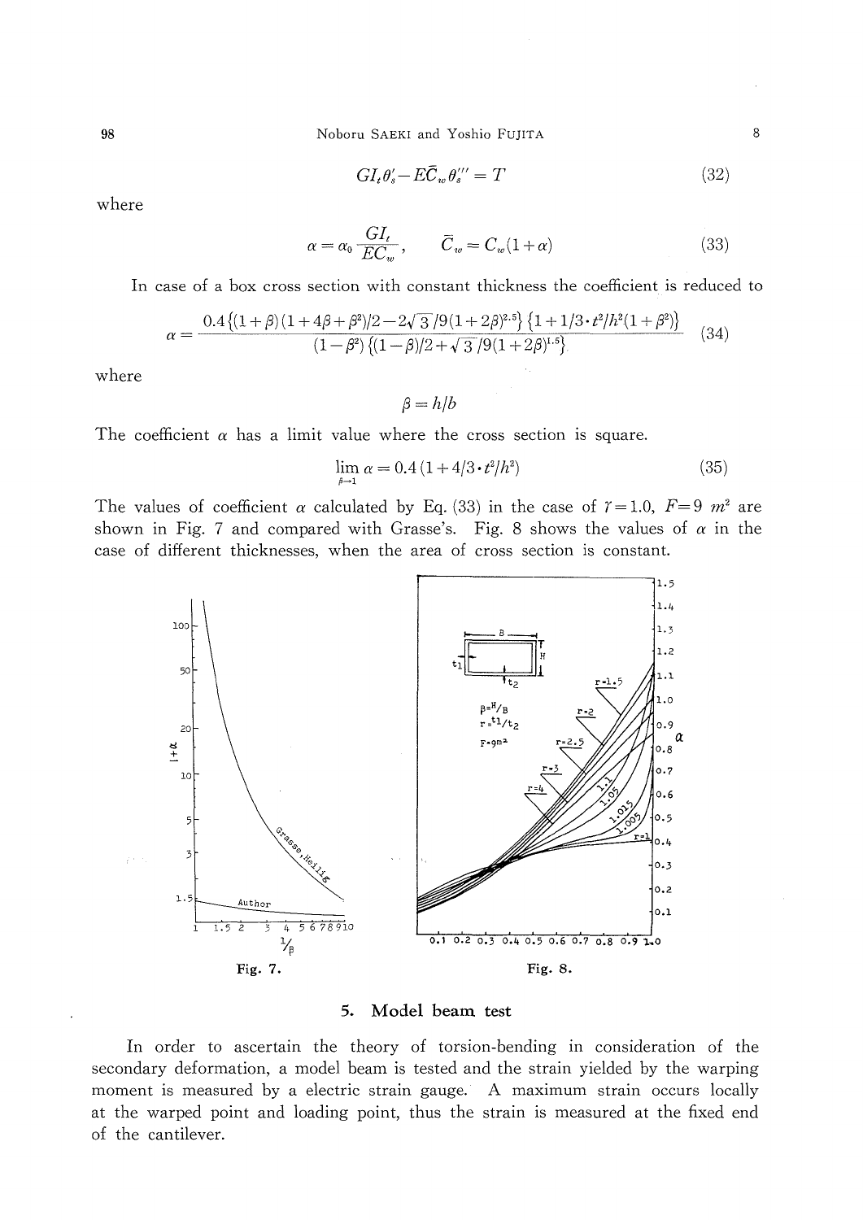$$GI_t\theta_s' - E\bar{C}_w\theta_s''' = T \tag{32}$$

where

$$\alpha = \alpha_0 \frac{GI_t}{EC_w}, \qquad \bar{C}_w = C_w(1+\alpha) \tag{33}$$

In case of a box cross section with constant thickness the coefficient is reduced to

$$\alpha = \frac{0.4\{(1+\beta)(1+4\beta+\beta^2)/2 - 2\sqrt{3}/9(1+2\beta)^{2.5}\}\{1+1/3\cdot t^2/h^2(1+\beta^2)\}}{(1-\beta^2)\{(1-\beta)/2+\sqrt{3}/9(1+2\beta)^{1.5}\}} \tag{34}$$

where

$$\beta = h/b$$

The coefficient $\alpha$ has a limit value where the cross section is square.

$$\lim_{\beta \to 1} \alpha = 0.4(1+4/3\cdot t^2/h^2) \tag{35}$$

The values of coefficient $\alpha$ calculated by Eq. (33) in the case of $\gamma = 1.0$, $F = 9\ m^2$ are shown in Fig. 7 and compared with Grasse's. Fig. 8 shows the values of $\alpha$ in the case of different thicknesses, when the area of cross section is constant.

Fig. 7.

Fig. 8.

## 5. Model beam test

In order to ascertain the theory of torsion-bending in consideration of the secondary deformation, a model beam is tested and the strain yielded by the warping moment is measured by a electric strain gauge. A maximum strain occurs locally at the warped point and loading point, thus the strain is measured at the fixed end of the cantilever.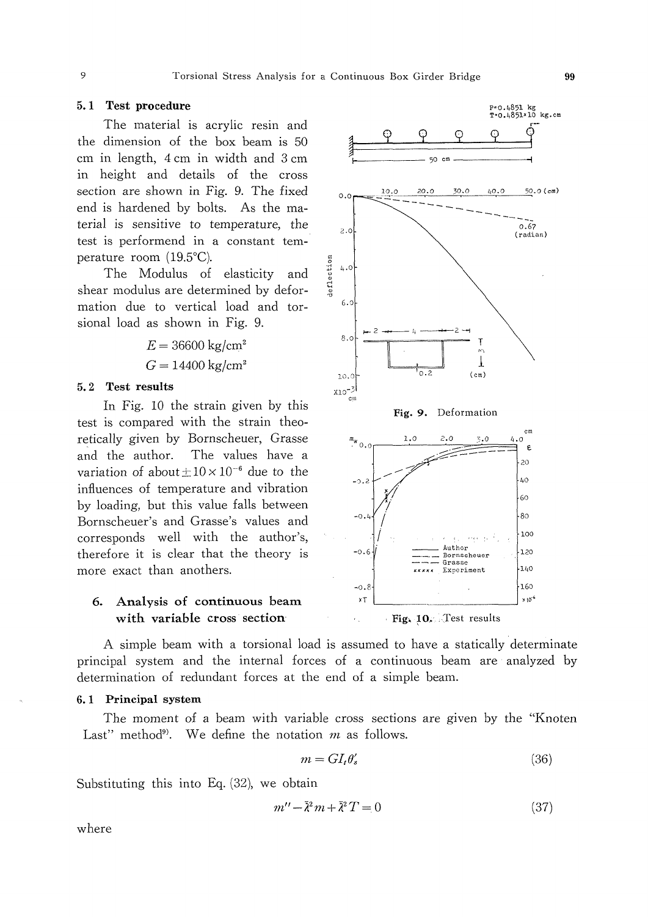### 5.1 Test procedure

The material is acrylic resin and the dimension of the box beam is 50 cm in length, 4 cm in width and 3 cm in height and details of the cross section are shown in Fig. 9. The fixed end is hardened by bolts. As the material is sensitive to temperature, the test is performend in a constant temperature room (19.5°C).

The Modulus of elasticity and shear modulus are determined by deformation due to vertical load and torsional load as shown in Fig. 9.

$$E = 36600\ \text{kg/cm}^2$$

$$G = 14400\ \text{kg/cm}^2$$

Fig. 9. Deformation

### 5.2 Test results

In Fig. 10 the strain given by this test is compared with the strain theoretically given by Bornscheuer, Grasse and the author. The values have a variation of about $\pm 10\times10^{-6}$ due to the influences of temperature and vibration by loading, but this value falls between Bornscheuer's and Grasse's values and corresponds well with the author's, therefore it is clear that the theory is more exact than anothers.

Fig. 10. Test results

## 6. Analysis of continuous beam with variable cross section

A simple beam with a torsional load is assumed to have a statically determinate principal system and the internal forces of a continuous beam are analyzed by determination of redundant forces at the end of a simple beam.

### 6.1 Principal system

The moment of a beam with variable cross sections are given by the "Knoten Last" method[9]. We define the notation $m$ as follows.

$$m = GI_t\theta_s' \tag{36}$$

Substituting this into Eq. (32), we obtain

$$m'' - \bar{\lambda}^2 m + \bar{\lambda}^2 T = 0 \tag{37}$$

where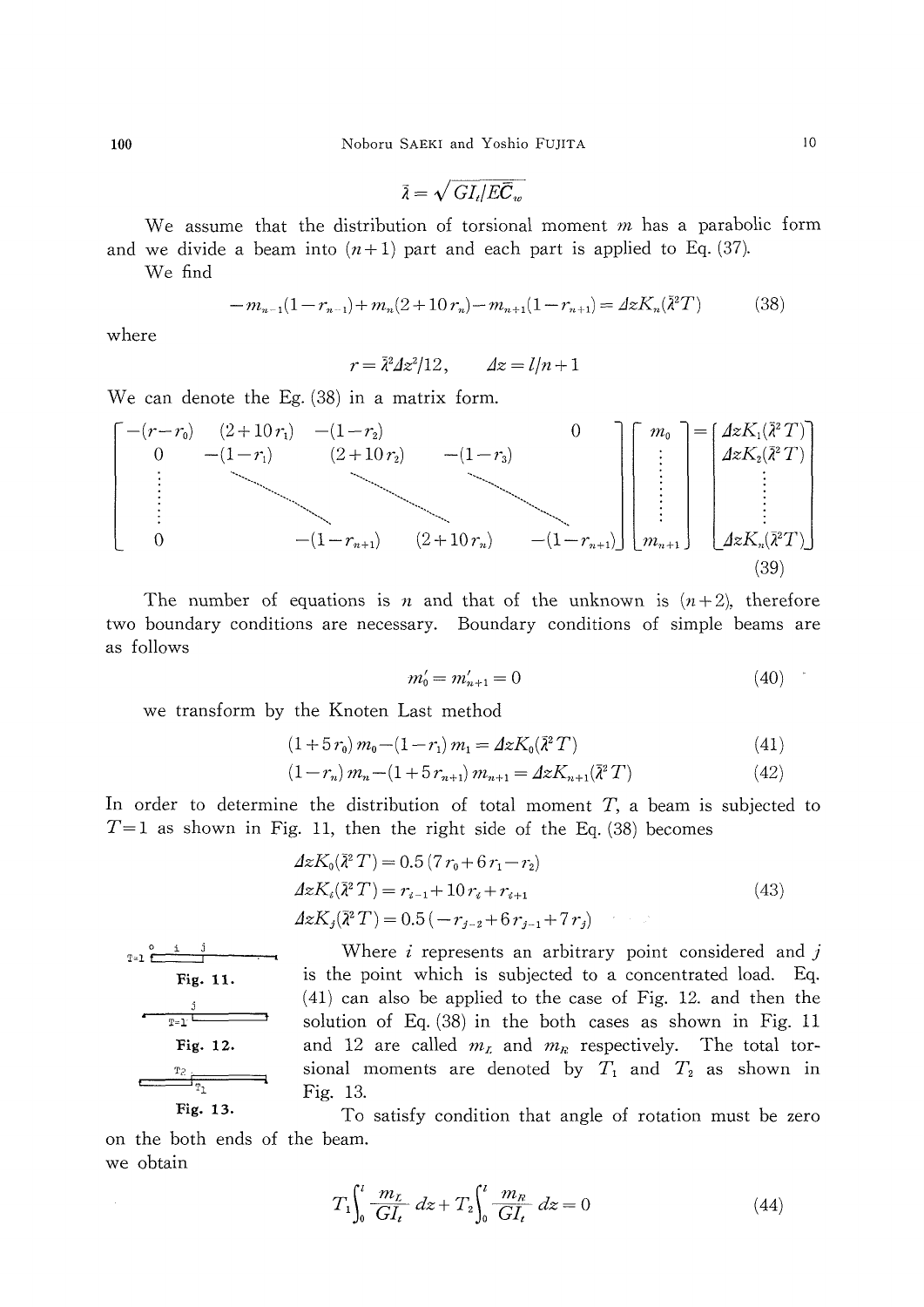$$\bar{\lambda} = \sqrt{GI_t / E\bar{C}_w}$$

We assume that the distribution of torsional moment $m$ has a parabolic form and we divide a beam into $(n+1)$ part and each part is applied to Eq. (37).

We find

$$-m_{n-1}(1-r_{n-1}) + m_n(2+10r_n) - m_{n+1}(1-r_{n+1}) = \Delta z K_n(\bar{\lambda}^2 T) \tag{38}$$

where

$$r = \bar{\lambda}^2 \Delta z^2 / 12, \qquad \Delta z = l/n+1$$

We can denote the Eg. (38) in a matrix form.

$$\begin{bmatrix} -(r-r_0) & (2+10r_1) & -(1-r_2) & & 0 \\ 0 & -(1-r_1) & (2+10r_2) & -(1-r_3) & \\ \vdots & & \ddots & \ddots & \ddots \\ 0 & & -(1-r_{n+1}) & (2+10r_n) & -(1-r_{n+1}) \end{bmatrix} \begin{bmatrix} m_0 \\ \vdots \\ m_{n+1} \end{bmatrix} = \begin{bmatrix} \Delta z K_1(\bar{\lambda}^2 T) \\ \Delta z K_2(\bar{\lambda}^2 T) \\ \vdots \\ \Delta z K_n(\bar{\lambda}^2 T) \end{bmatrix} \tag{39}$$

The number of equations is $n$ and that of the unknown is $(n+2)$, therefore two boundary conditions are necessary. Boundary conditions of simple beams are as follows

$$m_0' = m_{n+1}' = 0 \tag{40}$$

we transform by the Knoten Last method

$$(1+5r_0)m_0 - (1-r_1)m_1 = \Delta z K_0(\bar{\lambda}^2 T) \tag{41}$$

$$(1-r_n)m_n - (1+5r_{n+1})m_{n+1} = \Delta z K_{n+1}(\bar{\lambda}^2 T) \tag{42}$$

In order to determine the distribution of total moment $T$, a beam is subjected to $T=1$ as shown in Fig. 11, then the right side of the Eq. (38) becomes

$$\begin{aligned} \Delta z K_0(\bar{\lambda}^2 T) &= 0.5(7r_0 + 6r_1 - r_2) \\ \Delta z K_i(\bar{\lambda}^2 T) &= r_{i-1} + 10r_i + r_{i+1} \\ \Delta z K_j(\bar{\lambda}^2 T) &= 0.5(-r_{j-2} + 6r_{j-1} + 7r_j) \end{aligned} \tag{43}$$

Fig. 11.

Fig. 12.

Fig. 13.

Where $i$ represents an arbitrary point considered and $j$ is the point which is subjected to a concentrated load. Eq. (41) can also be applied to the case of Fig. 12. and then the solution of Eq. (38) in the both cases as shown in Fig. 11 and 12 are called $m_L$ and $m_R$ respectively. The total torsional moments are denoted by $T_1$ and $T_2$ as shown in Fig. 13.

To satisfy condition that angle of rotation must be zero on the both ends of the beam.

we obtain

$$T_1 \int_0^l \frac{m_L}{GI_t} dz + T_2 \int_0^l \frac{m_R}{GI_t} dz = 0 \tag{44}$$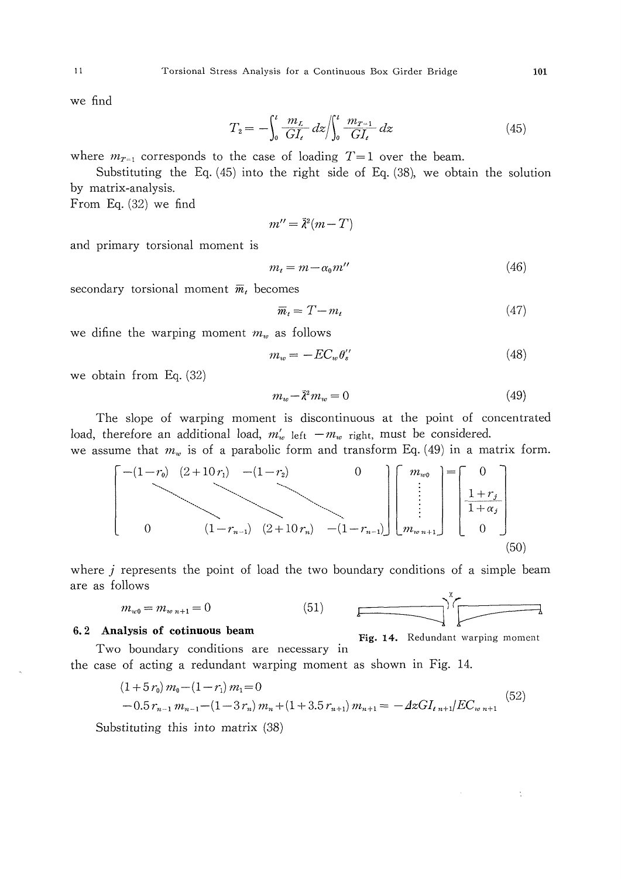we find

$$T_2 = -\int_0^l \frac{m_L}{GI_t} dz \Big/ \int_0^l \frac{m_{T=1}}{GI_t} dz \tag{45}$$

where $m_{T=1}$ corresponds to the case of loading $T=1$ over the beam.

Substituting the Eq. (45) into the right side of Eq. (38), we obtain the solution by matrix-analysis.

From Eq. (32) we find

$$m'' = \bar{\lambda}^2 (m - T)$$

and primary torsional moment is

$$m_t = m - \alpha_0 m'' \tag{46}$$

secondary torsional moment $\bar{m}_t$ becomes

$$\bar{m}_t = T - m_t \tag{47}$$

we difine the warping moment $m_w$ as follows

$$m_w = -EC_w \theta_s'' \tag{48}$$

we obtain from Eq. (32)

$$m_w - \bar{\lambda}^2 m_w = 0 \tag{49}$$

The slope of warping moment is discontinuous at the point of concentrated load, therefore an additional load, $m'_w$ left $-m_w$ right, must be considered.

we assume that $m_w$ is of a parabolic form and transform Eq. (49) in a matrix form.

$$\begin{bmatrix} -(1-r_0) & (2+10r_1) & -(1-r_2) & & 0 \\ & \ddots & \ddots & \ddots & \\ 0 & & (1-r_{n-1}) & (2+10r_n) & -(1-r_{n-1}) \end{bmatrix} \begin{bmatrix} m_{w0} \\ \vdots \\ m_{w\,n+1} \end{bmatrix} = \begin{bmatrix} 0 \\ \dfrac{1+r_j}{1+\alpha_j} \\ 0 \end{bmatrix} \tag{50}$$

where $j$ represents the point of load the two boundary conditions of a simple beam are as follows

$$m_{w0} = m_{w\,n+1} = 0 \tag{51}$$

Fig. 14. Redundant warping moment

### 6.2 Analysis of cotinuous beam

Two boundary conditions are necessary in the case of acting a redundant warping moment as shown in Fig. 14.

$$\begin{aligned} &(1+5r_0)m_0 - (1-r_1)m_1 = 0 \\ &-0.5r_{n-1}m_{n-1} - (1-3r_n)m_n + (1+3.5r_{n+1})m_{n+1} = -\Delta z GI_{t\,n+1}/EC_{w\,n+1} \end{aligned} \tag{52}$$

Substituting this into matrix (38)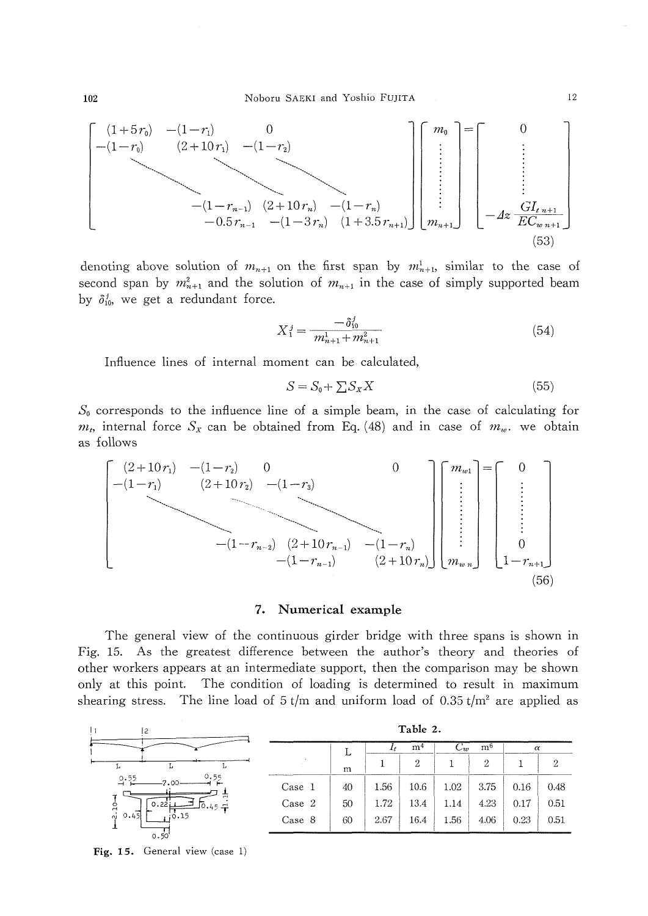$$
\begin{bmatrix}
(1+5r_0) & -(1-r_1) & 0 & & \\
-(1-r_0) & (2+10r_1) & -(1-r_2) & & \\
& \ddots & \ddots & \ddots & \\
& & -(1-r_{n-1}) & (2+10r_n) & -(1-r_n) \\
& & -0.5r_{n-1} & -(1-3r_n) & (1+3.5r_{n+1})
\end{bmatrix}
\begin{bmatrix}
m_0 \\ \vdots \\ \vdots \\ m_{n+1}
\end{bmatrix}
=
\begin{bmatrix}
0 \\ \vdots \\ \vdots \\ -\Delta z \dfrac{GI_{t\,n+1}}{EC_{w\,n+1}}
\end{bmatrix}
\tag{53}
$$

denoting above solution of $m_{n+1}$ on the first span by $m_{n+1}^1$, similar to the case of second span by $m_{n+1}^2$ and the solution of $m_{n+1}$ in the case of simply supported beam by $\delta_{10}^j$, we get a redundant force.

$$
X_1^j = \frac{-\delta_{10}^j}{m_{n+1}^1 + m_{n+1}^2} \tag{54}
$$

Influence lines of internal moment can be calculated,

$$
S = S_0 + \sum S_X X \tag{55}
$$

$S_0$ corresponds to the influence line of a simple beam, in the case of calculating for $m_t$, internal force $S_X$ can be obtained from Eq. (48) and in case of $m_w$. we obtain as follows

$$
\begin{bmatrix}
(2+10r_1) & -(1-r_2) & 0 & & 0 \\
-(1-r_1) & (2+10r_2) & -(1-r_3) & & \\
& \ddots & \ddots & \ddots & \\
& & -(1-r_{n-2}) & (2+10r_{n-1}) & -(1-r_n) \\
& & & -(1-r_{n-1}) & (2+10r_n)
\end{bmatrix}
\begin{bmatrix}
m_{w1} \\ \vdots \\ \vdots \\ m_{w\,n}
\end{bmatrix}
=
\begin{bmatrix}
0 \\ \vdots \\ 0 \\ 1-r_{n+1}
\end{bmatrix}
\tag{56}
$$

## 7. Numerical example

The general view of the continuous girder bridge with three spans is shown in Fig. 15. As the greatest difference between the author's theory and theories of other workers appears at an intermediate support, then the comparison may be shown only at this point. The condition of loading is determined to result in maximum shearing stress. The line load of 5 t/m and uniform load of 0.35 t/m$^2$ are applied as

Fig. 15. General view (case 1)

**Table 2.**

| | L (m) | $I_t$ m$^4$ | | $C_w$ m$^6$ | | $\alpha$ | |
|---|---|---|---|---|---|---|---|
| | | 1 | 2 | 1 | 2 | 1 | 2 |
| Case 1 | 40 | 1.56 | 10.6 | 1.02 | 3.75 | 0.16 | 0.48 |
| Case 2 | 50 | 1.72 | 13.4 | 1.14 | 4.23 | 0.17 | 0.51 |
| Case 8 | 60 | 2.67 | 16.4 | 1.56 | 4.06 | 0.23 | 0.51 |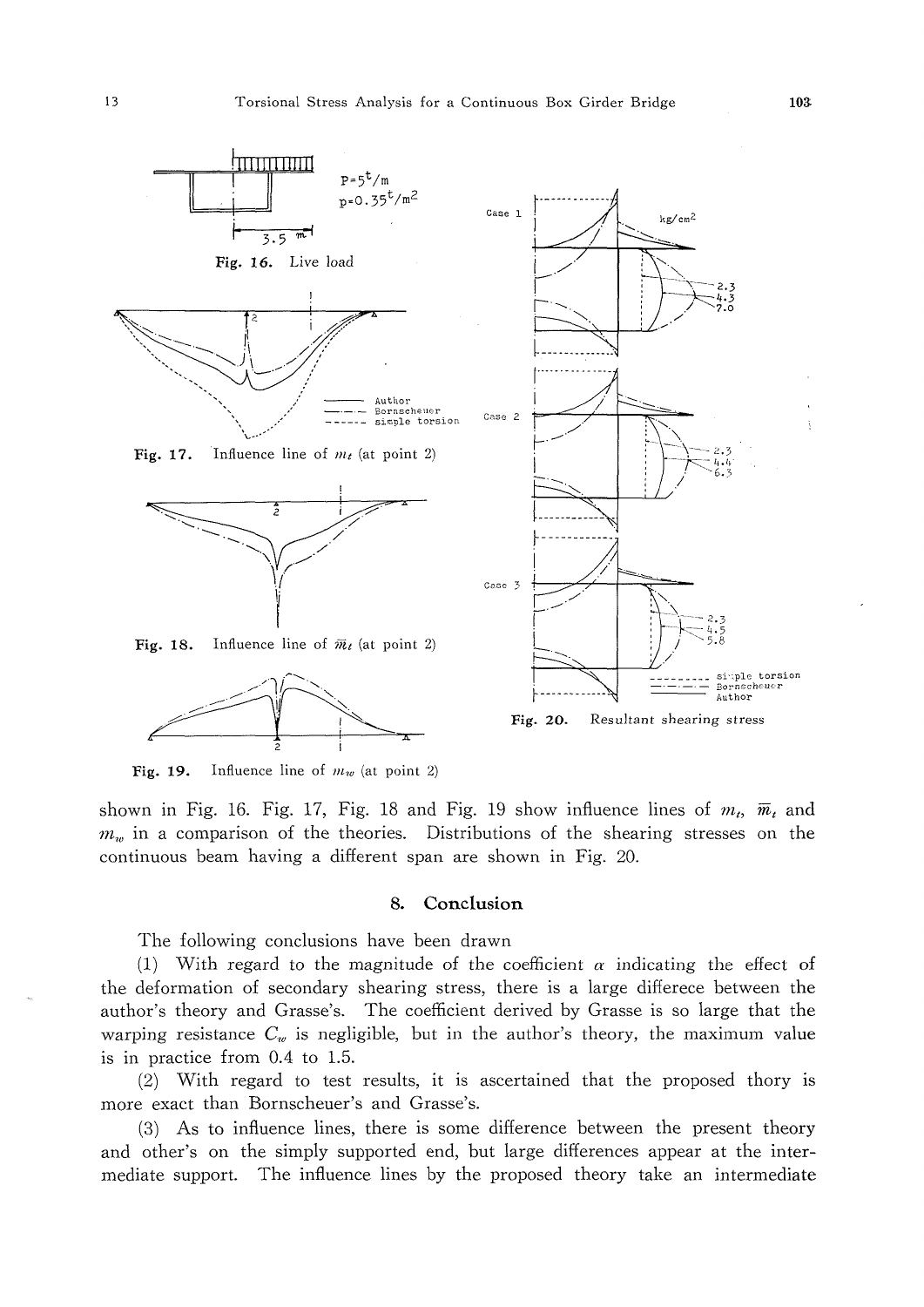P=5$^t$/m

p=0.35$^t$/m$^2$

3.5 m

**Fig. 16.** Live load

**Fig. 17.** Influence line of $m_t$ (at point 2)

**Fig. 18.** Influence line of $\overline{m}_t$ (at point 2)

**Fig. 19.** Influence line of $m_w$ (at point 2)

**Fig. 20.** Resultant shearing stress

shown in Fig. 16. Fig. 17, Fig. 18 and Fig. 19 show influence lines of $m_t$, $\overline{m}_t$ and $m_w$ in a comparison of the theories. Distributions of the shearing stresses on the continuous beam having a different span are shown in Fig. 20.

## 8. Conclusion

The following conclusions have been drawn

(1) With regard to the magnitude of the coefficient $\alpha$ indicating the effect of the deformation of secondary shearing stress, there is a large differece between the author's theory and Grasse's. The coefficient derived by Grasse is so large that the warping resistance $C_w$ is negligible, but in the author's theory, the maximum value is in practice from 0.4 to 1.5.

(2) With regard to test results, it is ascertained that the proposed thory is more exact than Bornscheuer's and Grasse's.

(3) As to influence lines, there is some difference between the present theory and other's on the simply supported end, but large differences appear at the intermediate support. The influence lines by the proposed theory take an intermediate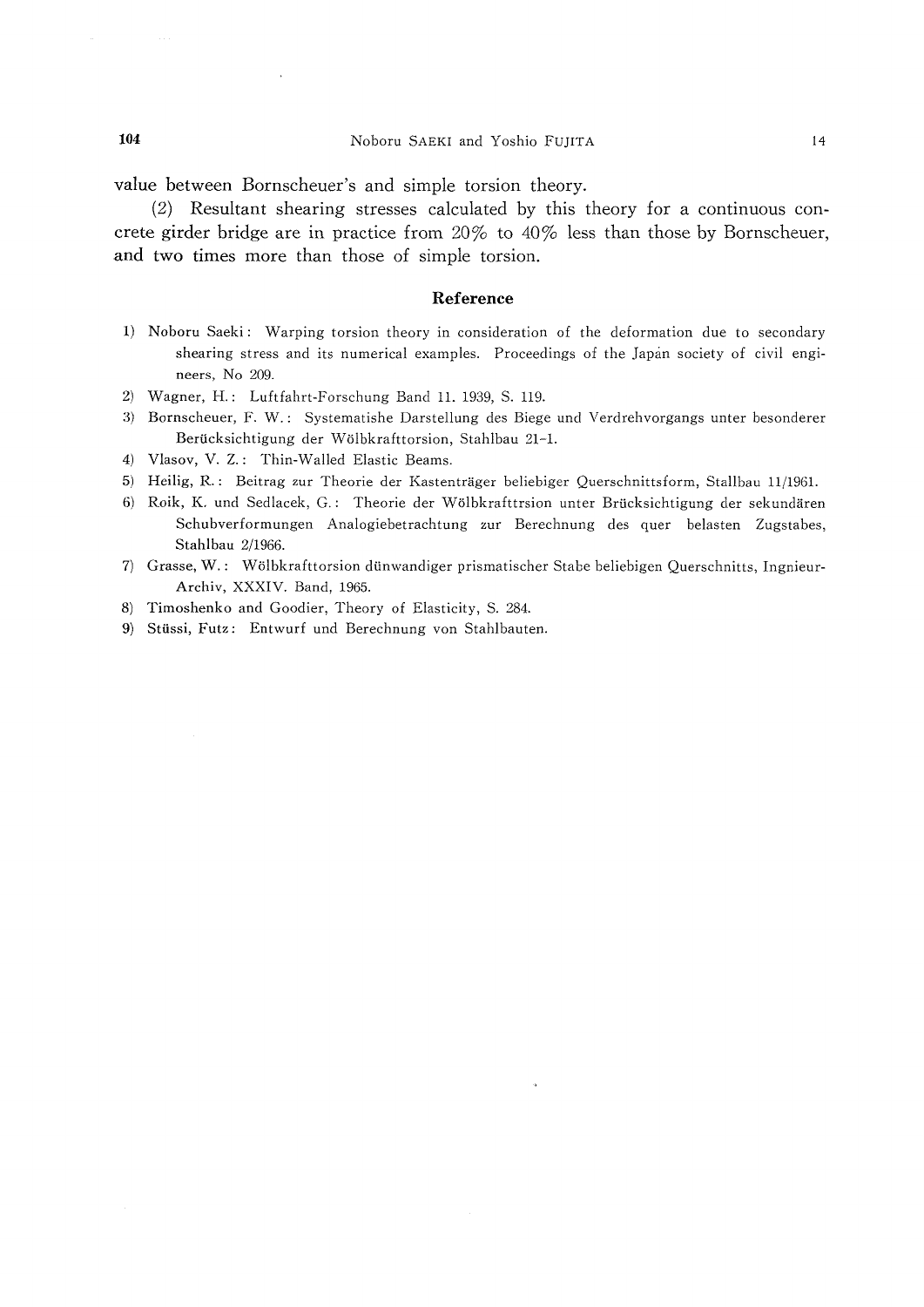value between Bornscheuer's and simple torsion theory.

(2) Resultant shearing stresses calculated by this theory for a continuous concrete girder bridge are in practice from 20% to 40% less than those by Bornscheuer, and two times more than those of simple torsion.

## Reference

1) Noboru Saeki: Warping torsion theory in consideration of the deformation due to secondary shearing stress and its numerical examples. Proceedings of the Japan society of civil engineers, No 209.
2) Wagner, H.: Luftfahrt-Forschung Band 11. 1939, S. 119.
3) Bornscheuer, F. W.: Systematishe Darstellung des Biege und Verdrehvorgangs unter besonderer Berücksichtigung der Wölbkrafttorsion, Stahlbau 21-1.
4) Vlasov, V. Z.: Thin-Walled Elastic Beams.
5) Heilig, R.: Beitrag zur Theorie der Kastenträger beliebiger Querschnittsform, Stallbau 11/1961.
6) Roik, K. und Sedlacek, G.: Theorie der Wölbkrafttrsion unter Brücksichtigung der sekundären Schubverformungen Analogiebetrachtung zur Berechnung des quer belasten Zugstabes, Stahlbau 2/1966.
7) Grasse, W.: Wölbkrafttorsion dünwandiger prismatischer Stabe beliebigen Querschnitts, Ingnieur-Archiv, XXXIV. Band, 1965.
8) Timoshenko and Goodier, Theory of Elasticity, S. 284.
9) Stüssi, Futz: Entwurf und Berechnung von Stahlbauten.